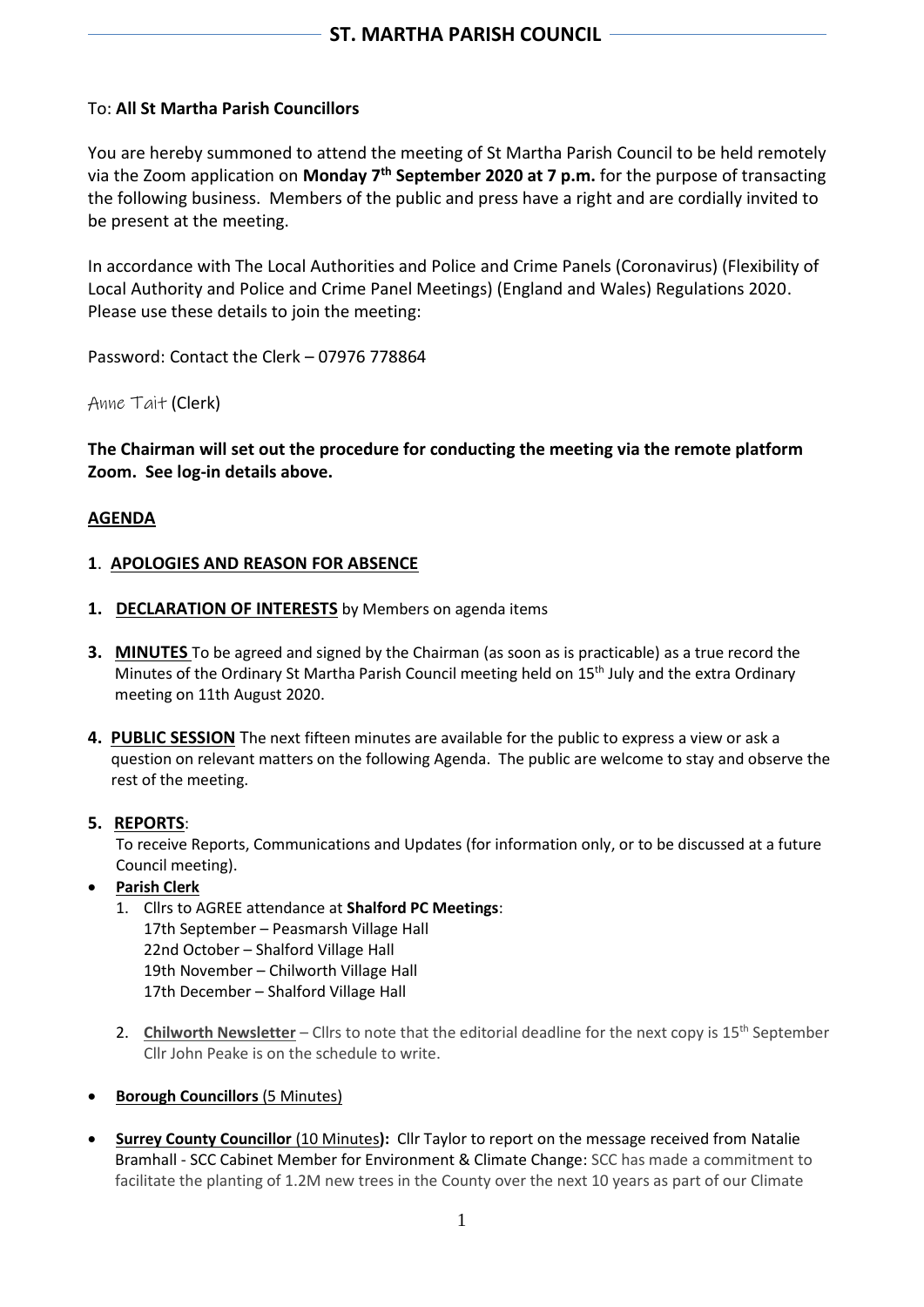# ST. MARTHA PARISH COUNCIL

To: **All St Martha Parish Councillors**

You are hereby summoned to attend the meeting of St Martha Parish Council to be held remotely via the Zoom application on **Monday 7th September 2020 at 7 p.m.** for the purpose of transacting the following business. Members of the public and press have a right and are cordially invited to be present at the meeting.

In accordance with The Local Authorities and Police and Crime Panels (Coronavirus) (Flexibility of Local Authority and Police and Crime Panel Meetings) (England and Wales) Regulations 2020. Please use these details to join the meeting:

Password: Contact the Clerk – 07976 778864

Anne Tait (Clerk)

**The Chairman will set out the procedure for conducting the meeting via the remote platform Zoom. See log-in details above.**

## AGENDA

**1**. **APOLOGIES AND REASON FOR ABSENCE**

**1. DECLARATION OF INTERESTS** by Members on agenda items

**3. MINUTES** To be agreed and signed by the Chairman (as soon as is practicable) as a true record the Minutes of the Ordinary St Martha Parish Council meeting held on 15th July and the extra Ordinary meeting on 11th August 2020.

**4. PUBLIC SESSION** The next fifteen minutes are available for the public to express a view or ask a question on relevant matters on the following Agenda. The public are welcome to stay and observe the rest of the meeting.

**5. REPORTS**:

To receive Reports, Communications and Updates (for information only, or to be discussed at a future Council meeting).

- **Parish Clerk**
  1. Cllrs to AGREE attendance at **Shalford PC Meetings**:
     17th September – Peasmarsh Village Hall
     22nd October – Shalford Village Hall
     19th November – Chilworth Village Hall
     17th December – Shalford Village Hall
  2. **Chilworth Newsletter** – Cllrs to note that the editorial deadline for the next copy is 15th September Cllr John Peake is on the schedule to write.

- **Borough Councillors** (5 Minutes)

- **Surrey County Councillor** (10 Minutes)**:** Cllr Taylor to report on the message received from Natalie Bramhall - SCC Cabinet Member for Environment & Climate Change: SCC has made a commitment to facilitate the planting of 1.2M new trees in the County over the next 10 years as part of our Climate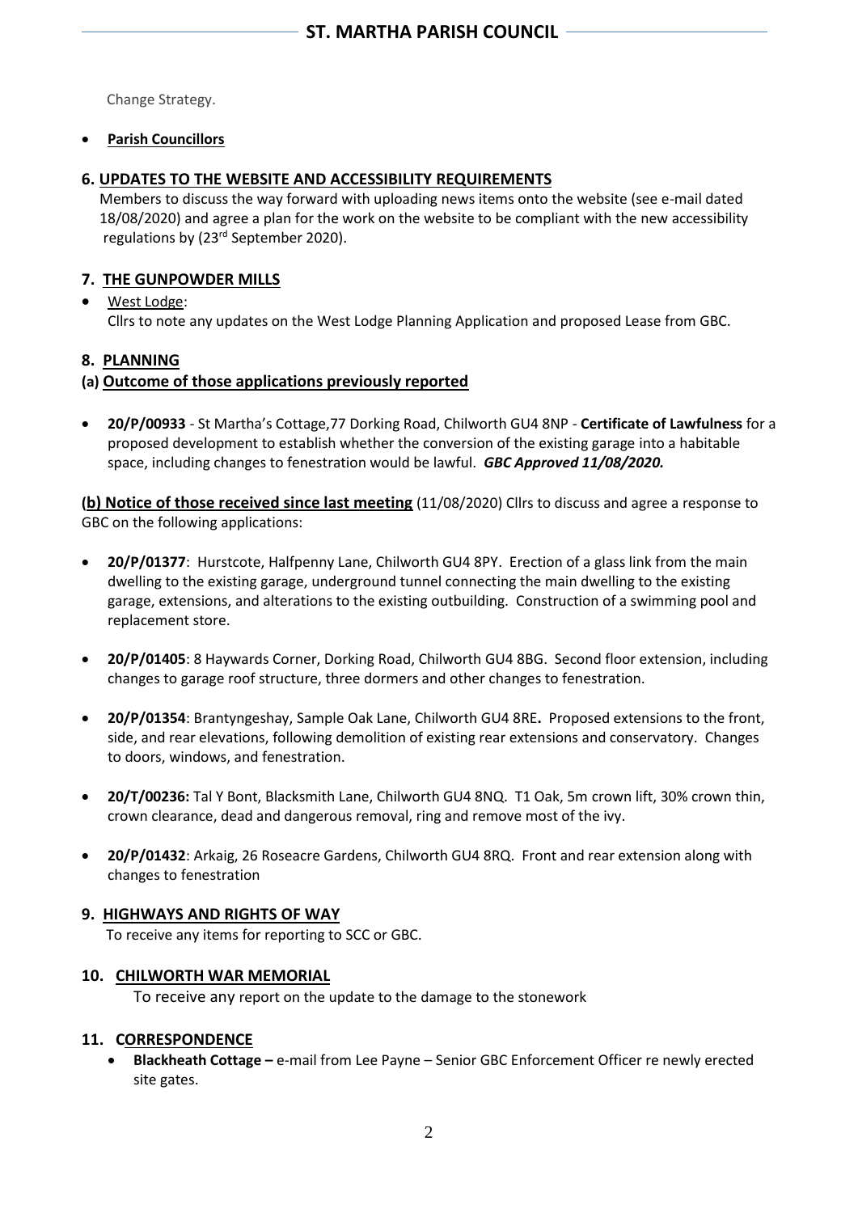Change Strategy.

- **Parish Councillors**

## 6. UPDATES TO THE WEBSITE AND ACCESSIBILITY REQUIREMENTS

Members to discuss the way forward with uploading news items onto the website (see e-mail dated 18/08/2020) and agree a plan for the work on the website to be compliant with the new accessibility regulations by (23rd September 2020).

## 7. THE GUNPOWDER MILLS

- West Lodge:
  Cllrs to note any updates on the West Lodge Planning Application and proposed Lease from GBC.

## 8. PLANNING

### (a) Outcome of those applications previously reported

- **20/P/00933** - St Martha's Cottage,77 Dorking Road, Chilworth GU4 8NP - **Certificate of Lawfulness** for a proposed development to establish whether the conversion of the existing garage into a habitable space, including changes to fenestration would be lawful. ***GBC Approved 11/08/2020.***

**(b) Notice of those received since last meeting** (11/08/2020) Cllrs to discuss and agree a response to GBC on the following applications:

- **20/P/01377**: Hurstcote, Halfpenny Lane, Chilworth GU4 8PY. Erection of a glass link from the main dwelling to the existing garage, underground tunnel connecting the main dwelling to the existing garage, extensions, and alterations to the existing outbuilding. Construction of a swimming pool and replacement store.

- **20/P/01405**: 8 Haywards Corner, Dorking Road, Chilworth GU4 8BG. Second floor extension, including changes to garage roof structure, three dormers and other changes to fenestration.

- **20/P/01354**: Brantyngeshay, Sample Oak Lane, Chilworth GU4 8RE**.** Proposed extensions to the front, side, and rear elevations, following demolition of existing rear extensions and conservatory. Changes to doors, windows, and fenestration.

- **20/T/00236:** Tal Y Bont, Blacksmith Lane, Chilworth GU4 8NQ. T1 Oak, 5m crown lift, 30% crown thin, crown clearance, dead and dangerous removal, ring and remove most of the ivy.

- **20/P/01432**: Arkaig, 26 Roseacre Gardens, Chilworth GU4 8RQ. Front and rear extension along with changes to fenestration

## 9. HIGHWAYS AND RIGHTS OF WAY

To receive any items for reporting to SCC or GBC.

## 10. CHILWORTH WAR MEMORIAL

To receive any report on the update to the damage to the stonework

## 11. CORRESPONDENCE

- **Blackheath Cottage –** e-mail from Lee Payne – Senior GBC Enforcement Officer re newly erected site gates.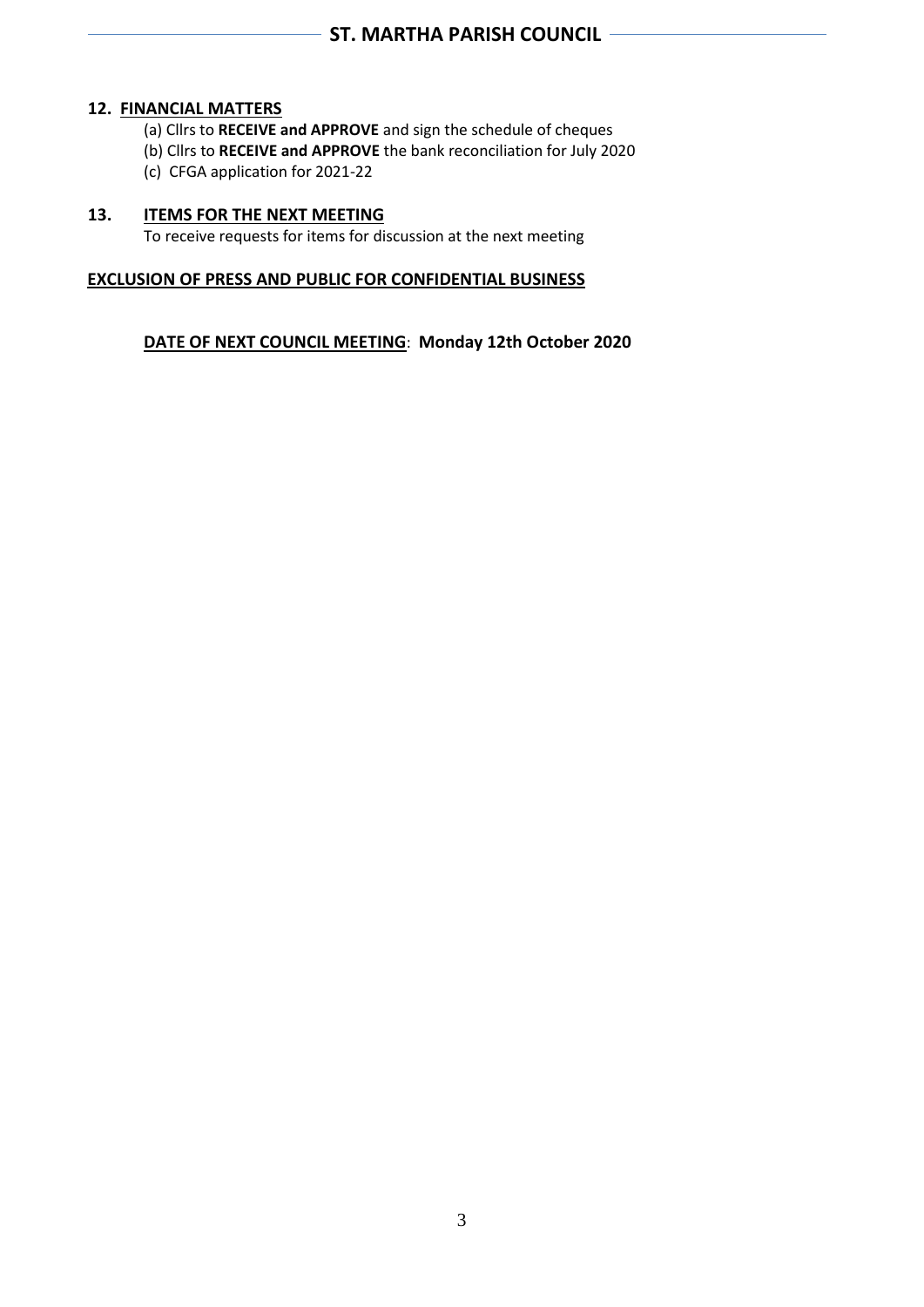## 12. FINANCIAL MATTERS

(a) Cllrs to **RECEIVE and APPROVE** and sign the schedule of cheques
(b) Cllrs to **RECEIVE and APPROVE** the bank reconciliation for July 2020
(c) CFGA application for 2021-22

## 13. ITEMS FOR THE NEXT MEETING

To receive requests for items for discussion at the next meeting

## EXCLUSION OF PRESS AND PUBLIC FOR CONFIDENTIAL BUSINESS

**DATE OF NEXT COUNCIL MEETING**: **Monday 12th October 2020**